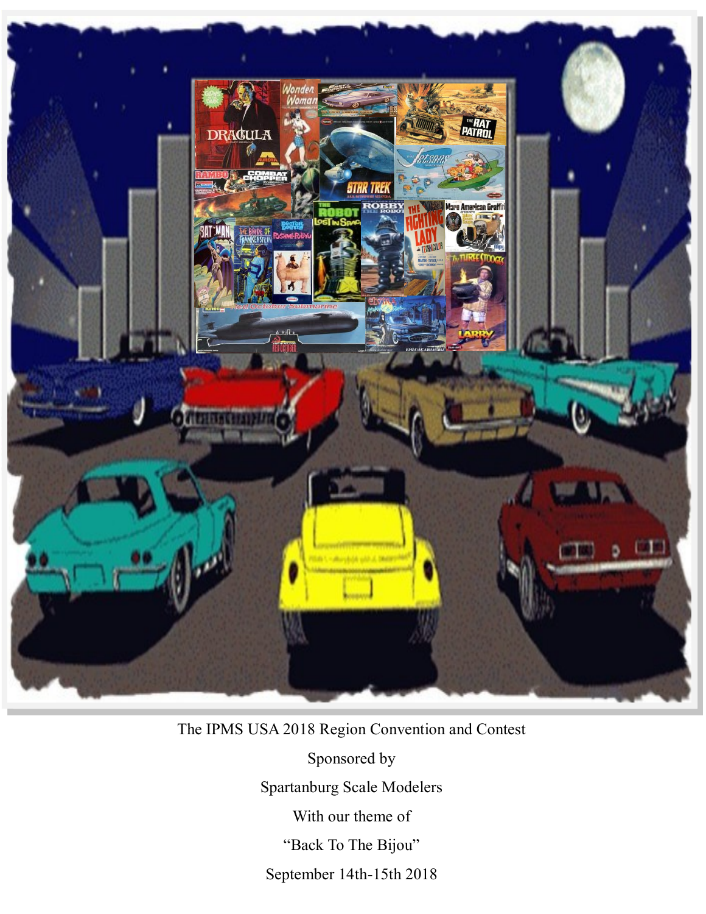The IPMS USA 2018 Region Convention and Contest

Sponsored by

Spartanburg Scale Modelers

With our theme of

"Back To The Bijou"

September 14th-15th 2018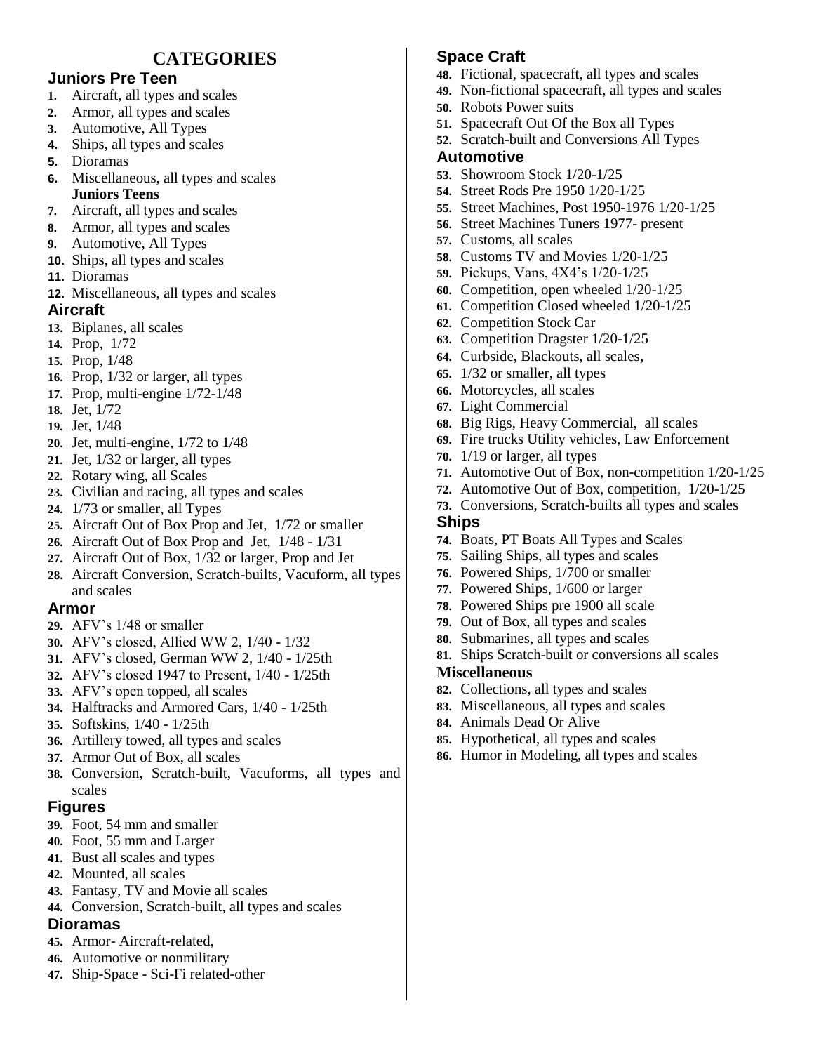# CATEGORIES

## Juniors Pre Teen

1. Aircraft, all types and scales
2. Armor, all types and scales
3. Automotive, All Types
4. Ships, all types and scales
5. Dioramas
6. Miscellaneous, all types and scales

**Juniors Teens**

7. Aircraft, all types and scales
8. Armor, all types and scales
9. Automotive, All Types
10. Ships, all types and scales
11. Dioramas
12. Miscellaneous, all types and scales

## Aircraft

13. Biplanes, all scales
14. Prop, 1/72
15. Prop, 1/48
16. Prop, 1/32 or larger, all types
17. Prop, multi-engine 1/72-1/48
18. Jet, 1/72
19. Jet, 1/48
20. Jet, multi-engine, 1/72 to 1/48
21. Jet, 1/32 or larger, all types
22. Rotary wing, all Scales
23. Civilian and racing, all types and scales
24. 1/73 or smaller, all Types
25. Aircraft Out of Box Prop and Jet, 1/72 or smaller
26. Aircraft Out of Box Prop and Jet, 1/48 - 1/31
27. Aircraft Out of Box, 1/32 or larger, Prop and Jet
28. Aircraft Conversion, Scratch-builts, Vacuform, all types and scales

## Armor

29. AFV's 1/48 or smaller
30. AFV's closed, Allied WW 2, 1/40 - 1/32
31. AFV's closed, German WW 2, 1/40 - 1/25th
32. AFV's closed 1947 to Present, 1/40 - 1/25th
33. AFV's open topped, all scales
34. Halftracks and Armored Cars, 1/40 - 1/25th
35. Softskins, 1/40 - 1/25th
36. Artillery towed, all types and scales
37. Armor Out of Box, all scales
38. Conversion, Scratch-built, Vacuforms, all types and scales

## Figures

39. Foot, 54 mm and smaller
40. Foot, 55 mm and Larger
41. Bust all scales and types
42. Mounted, all scales
43. Fantasy, TV and Movie all scales
44. Conversion, Scratch-built, all types and scales

## Dioramas

45. Armor- Aircraft-related,
46. Automotive or nonmilitary
47. Ship-Space - Sci-Fi related-other

## Space Craft

48. Fictional, spacecraft, all types and scales
49. Non-fictional spacecraft, all types and scales
50. Robots Power suits
51. Spacecraft Out Of the Box all Types
52. Scratch-built and Conversions All Types

## Automotive

53. Showroom Stock 1/20-1/25
54. Street Rods Pre 1950 1/20-1/25
55. Street Machines, Post 1950-1976 1/20-1/25
56. Street Machines Tuners 1977- present
57. Customs, all scales
58. Customs TV and Movies 1/20-1/25
59. Pickups, Vans, 4X4's 1/20-1/25
60. Competition, open wheeled 1/20-1/25
61. Competition Closed wheeled 1/20-1/25
62. Competition Stock Car
63. Competition Dragster 1/20-1/25
64. Curbside, Blackouts, all scales,
65. 1/32 or smaller, all types
66. Motorcycles, all scales
67. Light Commercial
68. Big Rigs, Heavy Commercial, all scales
69. Fire trucks Utility vehicles, Law Enforcement
70. 1/19 or larger, all types
71. Automotive Out of Box, non-competition 1/20-1/25
72. Automotive Out of Box, competition, 1/20-1/25
73. Conversions, Scratch-builts all types and scales

## Ships

74. Boats, PT Boats All Types and Scales
75. Sailing Ships, all types and scales
76. Powered Ships, 1/700 or smaller
77. Powered Ships, 1/600 or larger
78. Powered Ships pre 1900 all scale
79. Out of Box, all types and scales
80. Submarines, all types and scales
81. Ships Scratch-built or conversions all scales

## Miscellaneous

82. Collections, all types and scales
83. Miscellaneous, all types and scales
84. Animals Dead Or Alive
85. Hypothetical, all types and scales
86. Humor in Modeling, all types and scales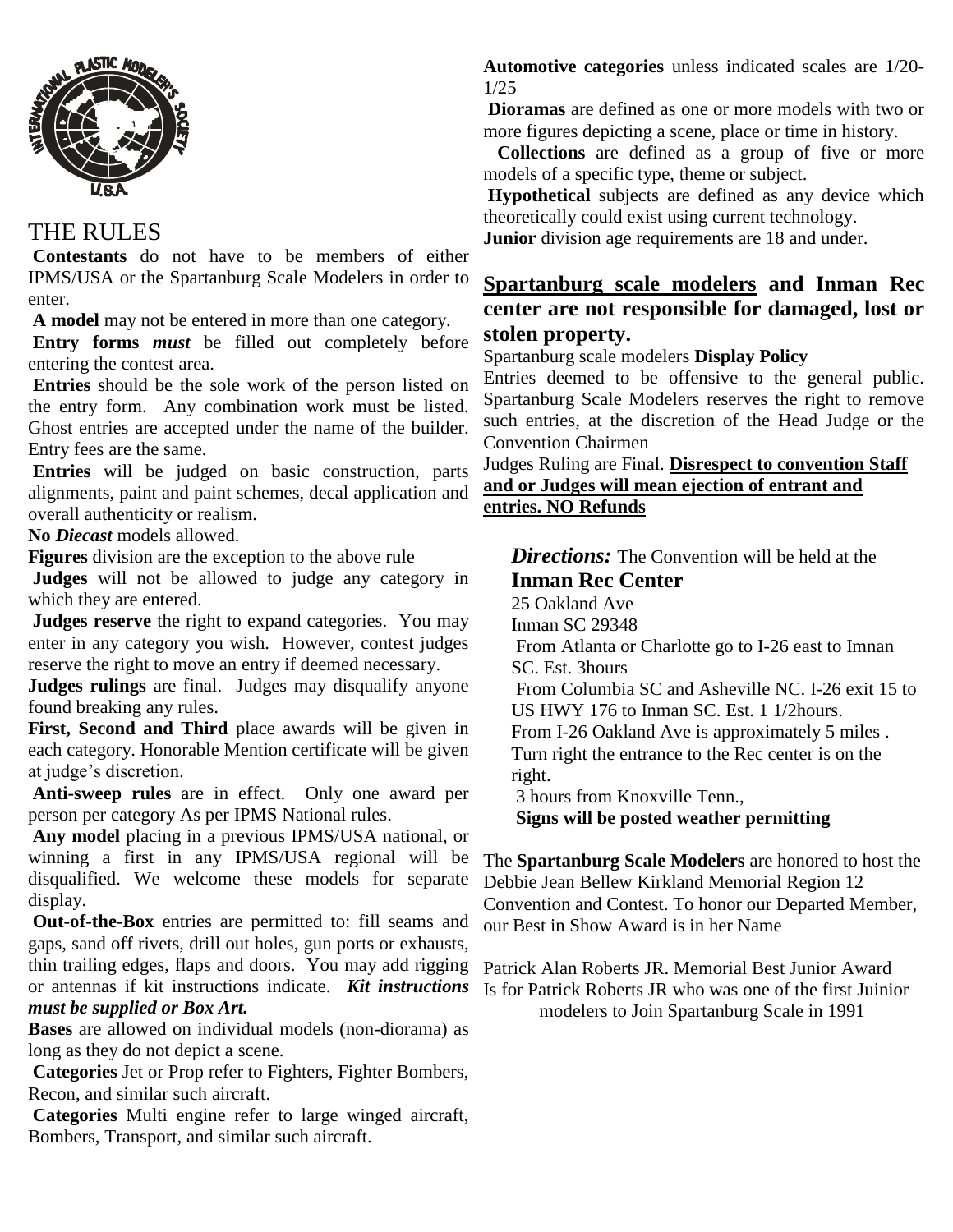## THE RULES

**Contestants** do not have to be members of either IPMS/USA or the Spartanburg Scale Modelers in order to enter.

**A model** may not be entered in more than one category.

**Entry forms** ***must*** be filled out completely before entering the contest area.

**Entries** should be the sole work of the person listed on the entry form. Any combination work must be listed. Ghost entries are accepted under the name of the builder. Entry fees are the same.

**Entries** will be judged on basic construction, parts alignments, paint and paint schemes, decal application and overall authenticity or realism.

**No** ***Diecast*** models allowed.

**Figures** division are the exception to the above rule

**Judges** will not be allowed to judge any category in which they are entered.

**Judges reserve** the right to expand categories. You may enter in any category you wish. However, contest judges reserve the right to move an entry if deemed necessary.

**Judges rulings** are final. Judges may disqualify anyone found breaking any rules.

**First, Second and Third** place awards will be given in each category. Honorable Mention certificate will be given at judge's discretion.

**Anti-sweep rules** are in effect. Only one award per person per category As per IPMS National rules.

**Any model** placing in a previous IPMS/USA national, or winning a first in any IPMS/USA regional will be disqualified. We welcome these models for separate display.

**Out-of-the-Box** entries are permitted to: fill seams and gaps, sand off rivets, drill out holes, gun ports or exhausts, thin trailing edges, flaps and doors. You may add rigging or antennas if kit instructions indicate. ***Kit instructions must be supplied or Box Art.***

**Bases** are allowed on individual models (non-diorama) as long as they do not depict a scene.

**Categories** Jet or Prop refer to Fighters, Fighter Bombers, Recon, and similar such aircraft.

**Categories** Multi engine refer to large winged aircraft, Bombers, Transport, and similar such aircraft.

**Automotive categories** unless indicated scales are 1/20-1/25

**Dioramas** are defined as one or more models with two or more figures depicting a scene, place or time in history.

**Collections** are defined as a group of five or more models of a specific type, theme or subject.

**Hypothetical** subjects are defined as any device which theoretically could exist using current technology.

**Junior** division age requirements are 18 and under.

## <u>Spartanburg scale modelers</u> and Inman Rec center are not responsible for damaged, lost or stolen property.

Spartanburg scale modelers **Display Policy**

Entries deemed to be offensive to the general public. Spartanburg Scale Modelers reserves the right to remove such entries, at the discretion of the Head Judge or the Convention Chairmen

Judges Ruling are Final. **<u>Disrespect to convention Staff and or Judges will mean ejection of entrant and entries. NO Refunds</u>**

***Directions:*** The Convention will be held at the

**Inman Rec Center**

25 Oakland Ave

Inman SC 29348

From Atlanta or Charlotte go to I-26 east to Imnan SC. Est. 3hours

From Columbia SC and Asheville NC. I-26 exit 15 to US HWY 176 to Inman SC. Est. 1 1/2hours.

From I-26 Oakland Ave is approximately 5 miles . Turn right the entrance to the Rec center is on the right.

3 hours from Knoxville Tenn.,

**Signs will be posted weather permitting**

The **Spartanburg Scale Modelers** are honored to host the Debbie Jean Bellew Kirkland Memorial Region 12 Convention and Contest. To honor our Departed Member, our Best in Show Award is in her Name

Patrick Alan Roberts JR. Memorial Best Junior Award Is for Patrick Roberts JR who was one of the first Juinior modelers to Join Spartanburg Scale in 1991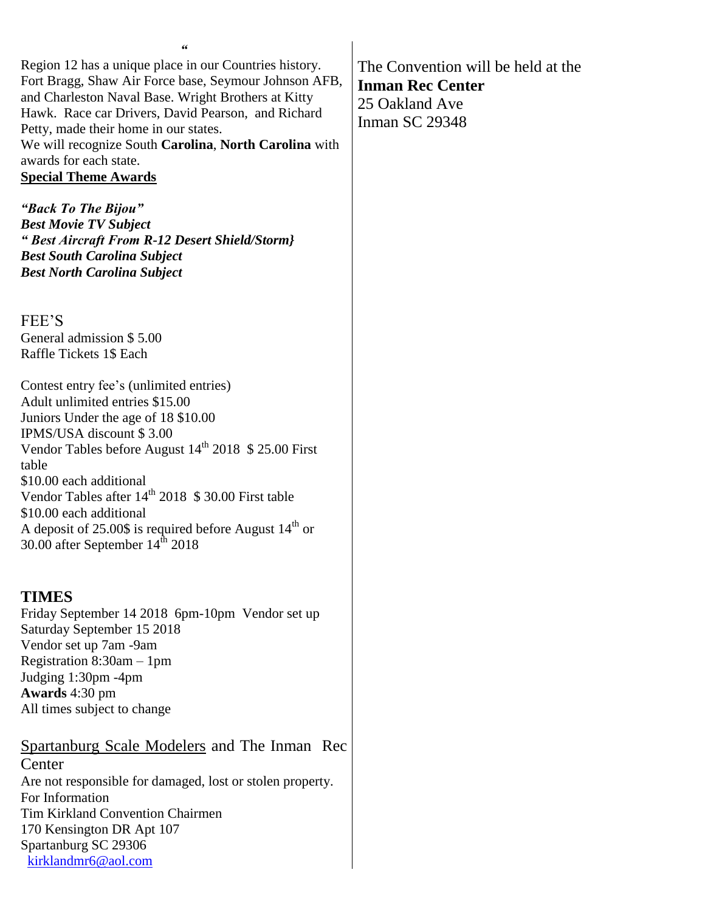“

Region 12 has a unique place in our Countries history. Fort Bragg, Shaw Air Force base, Seymour Johnson AFB, and Charleston Naval Base. Wright Brothers at Kitty Hawk. Race car Drivers, David Pearson, and Richard Petty, made their home in our states.
We will recognize South **Carolina**, **North Carolina** with awards for each state.

**Special Theme Awards**

***“Back To The Bijou”***
***Best Movie TV Subject***
***“ Best Aircraft From R-12 Desert Shield/Storm}***
***Best South Carolina Subject***
***Best North Carolina Subject***

FEE’S
General admission $ 5.00
Raffle Tickets 1$ Each

Contest entry fee’s (unlimited entries)
Adult unlimited entries $15.00
Juniors Under the age of 18 $10.00
IPMS/USA discount $ 3.00
Vendor Tables before August 14th 2018 $ 25.00 First table
$10.00 each additional
Vendor Tables after 14th 2018 $ 30.00 First table
$10.00 each additional
A deposit of 25.00$ is required before August 14th or 30.00 after September 14th 2018

## TIMES

Friday September 14 2018 6pm-10pm Vendor set up
Saturday September 15 2018
Vendor set up 7am -9am
Registration 8:30am – 1pm
Judging 1:30pm -4pm
**Awards** 4:30 pm
All times subject to change

Spartanburg Scale Modelers and The Inman Rec Center
Are not responsible for damaged, lost or stolen property.
For Information
Tim Kirkland Convention Chairmen
170 Kensington DR Apt 107
Spartanburg SC 29306
kirklandmr6@aol.com

The Convention will be held at the
**Inman Rec Center**
25 Oakland Ave
Inman SC 29348